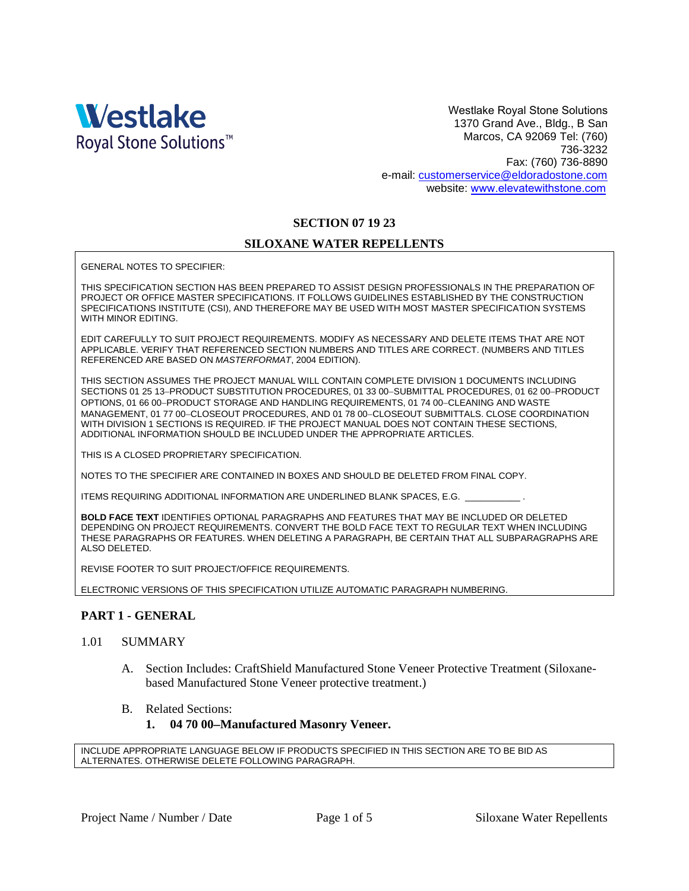**Westlake**
Royal Stone Solutions™

Westlake Royal Stone Solutions
1370 Grand Ave., Bldg., B San
Marcos, CA 92069 Tel: (760)
736-3232
Fax: (760) 736-8890
e-mail: customerservice@eldoradostone.com
website: www.elevatewithstone.com

# SECTION 07 19 23

# SILOXANE WATER REPELLENTS

> GENERAL NOTES TO SPECIFIER:
>
> THIS SPECIFICATION SECTION HAS BEEN PREPARED TO ASSIST DESIGN PROFESSIONALS IN THE PREPARATION OF PROJECT OR OFFICE MASTER SPECIFICATIONS. IT FOLLOWS GUIDELINES ESTABLISHED BY THE CONSTRUCTION SPECIFICATIONS INSTITUTE (CSI), AND THEREFORE MAY BE USED WITH MOST MASTER SPECIFICATION SYSTEMS WITH MINOR EDITING.
>
> EDIT CAREFULLY TO SUIT PROJECT REQUIREMENTS. MODIFY AS NECESSARY AND DELETE ITEMS THAT ARE NOT APPLICABLE. VERIFY THAT REFERENCED SECTION NUMBERS AND TITLES ARE CORRECT. (NUMBERS AND TITLES REFERENCED ARE BASED ON *MASTERFORMAT*, 2004 EDITION).
>
> THIS SECTION ASSUMES THE PROJECT MANUAL WILL CONTAIN COMPLETE DIVISION 1 DOCUMENTS INCLUDING SECTIONS 01 25 13–PRODUCT SUBSTITUTION PROCEDURES, 01 33 00–SUBMITTAL PROCEDURES, 01 62 00–PRODUCT OPTIONS, 01 66 00–PRODUCT STORAGE AND HANDLING REQUIREMENTS, 01 74 00–CLEANING AND WASTE MANAGEMENT, 01 77 00–CLOSEOUT PROCEDURES, AND 01 78 00–CLOSEOUT SUBMITTALS. CLOSE COORDINATION WITH DIVISION 1 SECTIONS IS REQUIRED. IF THE PROJECT MANUAL DOES NOT CONTAIN THESE SECTIONS, ADDITIONAL INFORMATION SHOULD BE INCLUDED UNDER THE APPROPRIATE ARTICLES.
>
> THIS IS A CLOSED PROPRIETARY SPECIFICATION.
>
> NOTES TO THE SPECIFIER ARE CONTAINED IN BOXES AND SHOULD BE DELETED FROM FINAL COPY.
>
> ITEMS REQUIRING ADDITIONAL INFORMATION ARE UNDERLINED BLANK SPACES, E.G. __________ .
>
> **BOLD FACE TEXT** IDENTIFIES OPTIONAL PARAGRAPHS AND FEATURES THAT MAY BE INCLUDED OR DELETED DEPENDING ON PROJECT REQUIREMENTS. CONVERT THE BOLD FACE TEXT TO REGULAR TEXT WHEN INCLUDING THESE PARAGRAPHS OR FEATURES. WHEN DELETING A PARAGRAPH, BE CERTAIN THAT ALL SUBPARAGRAPHS ARE ALSO DELETED.
>
> REVISE FOOTER TO SUIT PROJECT/OFFICE REQUIREMENTS.
>
> ELECTRONIC VERSIONS OF THIS SPECIFICATION UTILIZE AUTOMATIC PARAGRAPH NUMBERING.

## PART 1 - GENERAL

1.01 SUMMARY

A. Section Includes: CraftShield Manufactured Stone Veneer Protective Treatment (Siloxane-based Manufactured Stone Veneer protective treatment.)

B. Related Sections:

**1. 04 70 00–Manufactured Masonry Veneer.**

> INCLUDE APPROPRIATE LANGUAGE BELOW IF PRODUCTS SPECIFIED IN THIS SECTION ARE TO BE BID AS ALTERNATES. OTHERWISE DELETE FOLLOWING PARAGRAPH.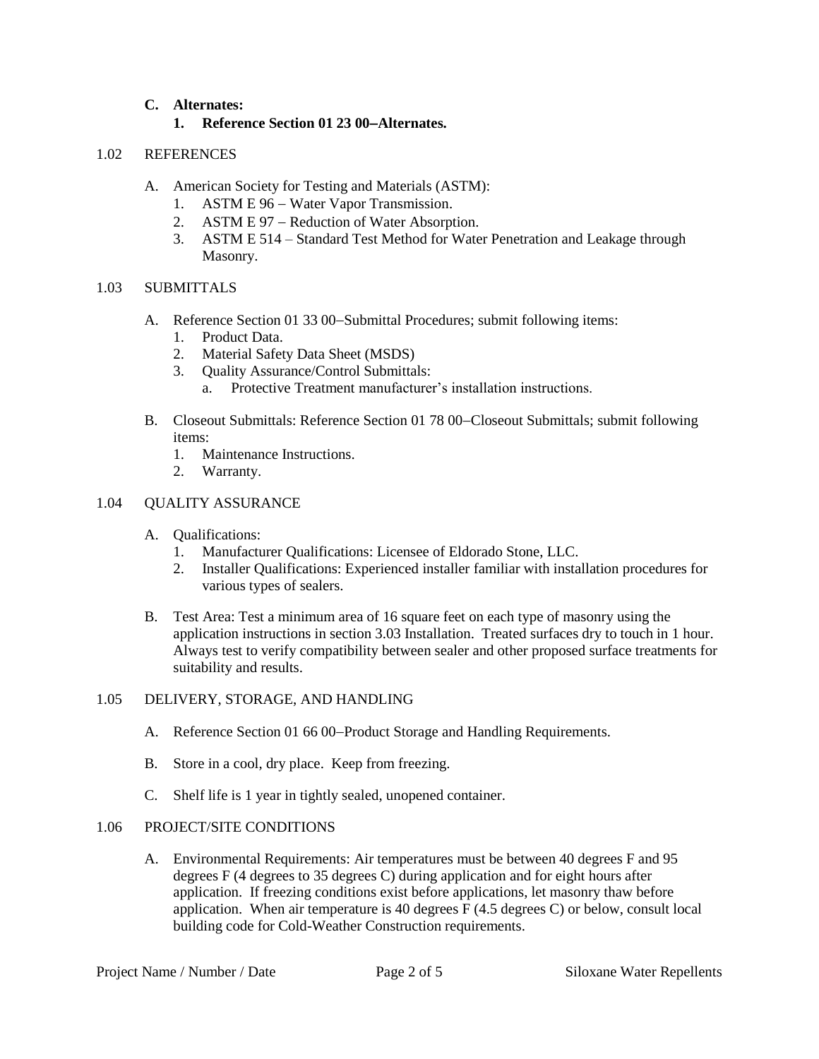**C. Alternates:**

**1. Reference Section 01 23 00−Alternates.**

1.02 REFERENCES

A. American Society for Testing and Materials (ASTM):
   1. ASTM E 96 − Water Vapor Transmission.
   2. ASTM E 97 − Reduction of Water Absorption.
   3. ASTM E 514 – Standard Test Method for Water Penetration and Leakage through Masonry.

1.03 SUBMITTALS

A. Reference Section 01 33 00−Submittal Procedures; submit following items:
   1. Product Data.
   2. Material Safety Data Sheet (MSDS)
   3. Quality Assurance/Control Submittals:
      a. Protective Treatment manufacturer's installation instructions.

B. Closeout Submittals: Reference Section 01 78 00−Closeout Submittals; submit following items:
   1. Maintenance Instructions.
   2. Warranty.

1.04 QUALITY ASSURANCE

A. Qualifications:
   1. Manufacturer Qualifications: Licensee of Eldorado Stone, LLC.
   2. Installer Qualifications: Experienced installer familiar with installation procedures for various types of sealers.

B. Test Area: Test a minimum area of 16 square feet on each type of masonry using the application instructions in section 3.03 Installation. Treated surfaces dry to touch in 1 hour. Always test to verify compatibility between sealer and other proposed surface treatments for suitability and results.

1.05 DELIVERY, STORAGE, AND HANDLING

A. Reference Section 01 66 00−Product Storage and Handling Requirements.

B. Store in a cool, dry place. Keep from freezing.

C. Shelf life is 1 year in tightly sealed, unopened container.

1.06 PROJECT/SITE CONDITIONS

A. Environmental Requirements: Air temperatures must be between 40 degrees F and 95 degrees F (4 degrees to 35 degrees C) during application and for eight hours after application. If freezing conditions exist before applications, let masonry thaw before application. When air temperature is 40 degrees F (4.5 degrees C) or below, consult local building code for Cold-Weather Construction requirements.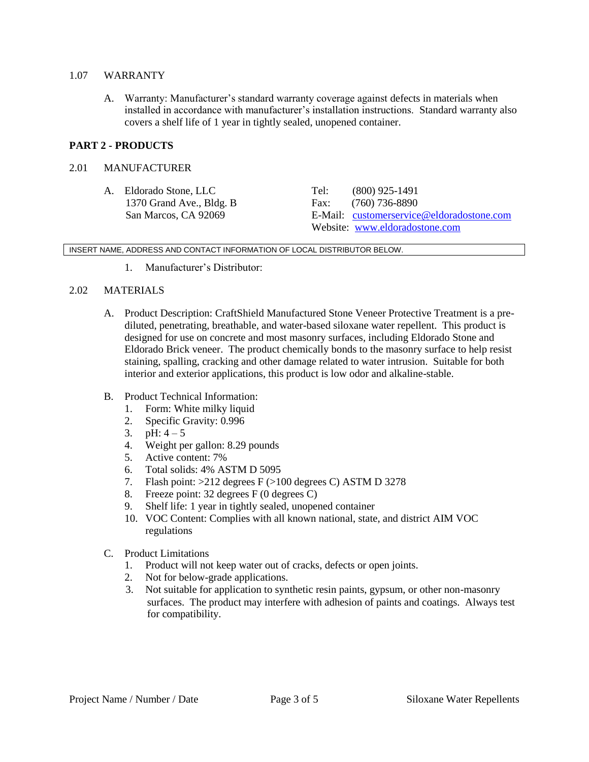1.07 WARRANTY

A. Warranty: Manufacturer's standard warranty coverage against defects in materials when installed in accordance with manufacturer's installation instructions. Standard warranty also covers a shelf life of 1 year in tightly sealed, unopened container.

**PART 2 - PRODUCTS**

2.01 MANUFACTURER

A. Eldorado Stone, LLC
1370 Grand Ave., Bldg. B
San Marcos, CA 92069

Tel: (800) 925-1491
Fax: (760) 736-8890
E-Mail: customerservice@eldoradostone.com
Website: www.eldoradostone.com

INSERT NAME, ADDRESS AND CONTACT INFORMATION OF LOCAL DISTRIBUTOR BELOW.

1. Manufacturer's Distributor:

2.02 MATERIALS

A. Product Description: CraftShield Manufactured Stone Veneer Protective Treatment is a pre-diluted, penetrating, breathable, and water-based siloxane water repellent. This product is designed for use on concrete and most masonry surfaces, including Eldorado Stone and Eldorado Brick veneer. The product chemically bonds to the masonry surface to help resist staining, spalling, cracking and other damage related to water intrusion. Suitable for both interior and exterior applications, this product is low odor and alkaline-stable.

B. Product Technical Information:
1. Form: White milky liquid
2. Specific Gravity: 0.996
3. pH: 4 – 5
4. Weight per gallon: 8.29 pounds
5. Active content: 7%
6. Total solids: 4% ASTM D 5095
7. Flash point: >212 degrees F (>100 degrees C) ASTM D 3278
8. Freeze point: 32 degrees F (0 degrees C)
9. Shelf life: 1 year in tightly sealed, unopened container
10. VOC Content: Complies with all known national, state, and district AIM VOC regulations

C. Product Limitations
1. Product will not keep water out of cracks, defects or open joints.
2. Not for below-grade applications.
3. Not suitable for application to synthetic resin paints, gypsum, or other non-masonry surfaces. The product may interfere with adhesion of paints and coatings. Always test for compatibility.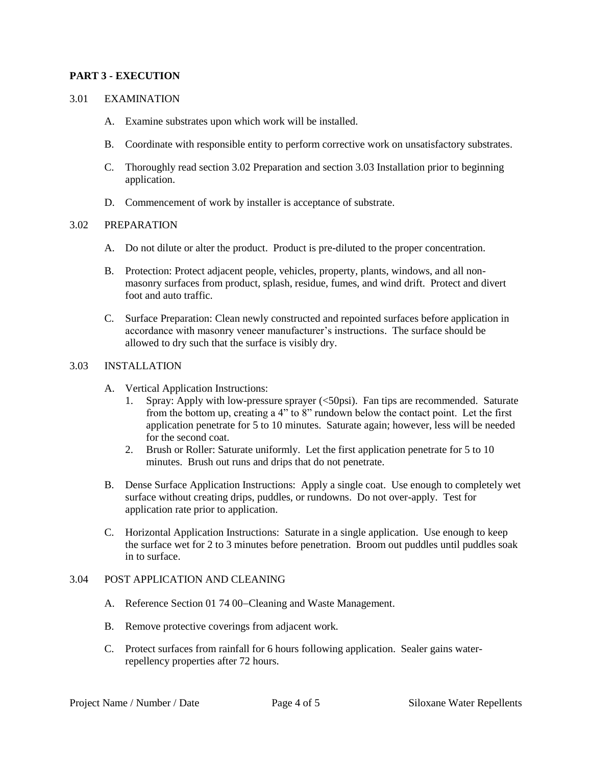## PART 3 - EXECUTION

### 3.01 EXAMINATION

A. Examine substrates upon which work will be installed.

B. Coordinate with responsible entity to perform corrective work on unsatisfactory substrates.

C. Thoroughly read section 3.02 Preparation and section 3.03 Installation prior to beginning application.

D. Commencement of work by installer is acceptance of substrate.

### 3.02 PREPARATION

A. Do not dilute or alter the product. Product is pre-diluted to the proper concentration.

B. Protection: Protect adjacent people, vehicles, property, plants, windows, and all non-masonry surfaces from product, splash, residue, fumes, and wind drift. Protect and divert foot and auto traffic.

C. Surface Preparation: Clean newly constructed and repointed surfaces before application in accordance with masonry veneer manufacturer's instructions. The surface should be allowed to dry such that the surface is visibly dry.

### 3.03 INSTALLATION

A. Vertical Application Instructions:
   1. Spray: Apply with low-pressure sprayer (<50psi). Fan tips are recommended. Saturate from the bottom up, creating a 4" to 8" rundown below the contact point. Let the first application penetrate for 5 to 10 minutes. Saturate again; however, less will be needed for the second coat.
   2. Brush or Roller: Saturate uniformly. Let the first application penetrate for 5 to 10 minutes. Brush out runs and drips that do not penetrate.

B. Dense Surface Application Instructions: Apply a single coat. Use enough to completely wet surface without creating drips, puddles, or rundowns. Do not over-apply. Test for application rate prior to application.

C. Horizontal Application Instructions: Saturate in a single application. Use enough to keep the surface wet for 2 to 3 minutes before penetration. Broom out puddles until puddles soak in to surface.

### 3.04 POST APPLICATION AND CLEANING

A. Reference Section 01 74 00–Cleaning and Waste Management.

B. Remove protective coverings from adjacent work.

C. Protect surfaces from rainfall for 6 hours following application. Sealer gains water-repellency properties after 72 hours.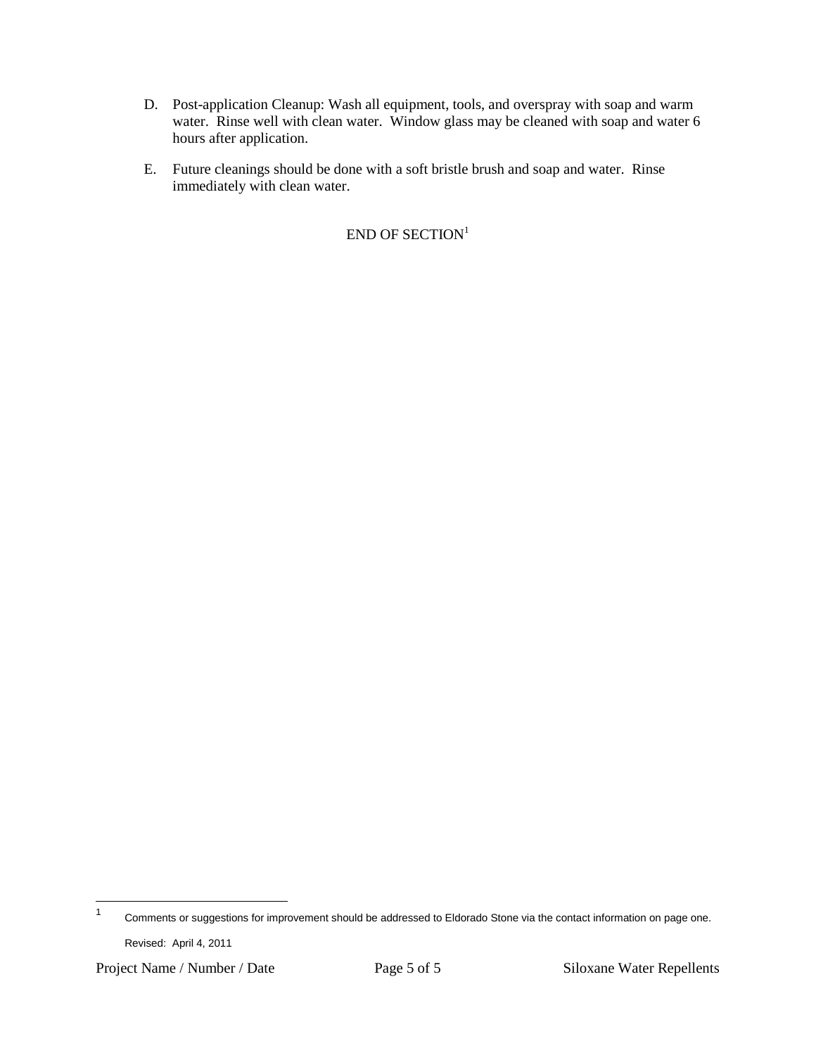D. Post-application Cleanup: Wash all equipment, tools, and overspray with soap and warm water. Rinse well with clean water. Window glass may be cleaned with soap and water 6 hours after application.

E. Future cleanings should be done with a soft bristle brush and soap and water. Rinse immediately with clean water.

END OF SECTION[1]

---

[1] Comments or suggestions for improvement should be addressed to Eldorado Stone via the contact information on page one.

Revised: April 4, 2011